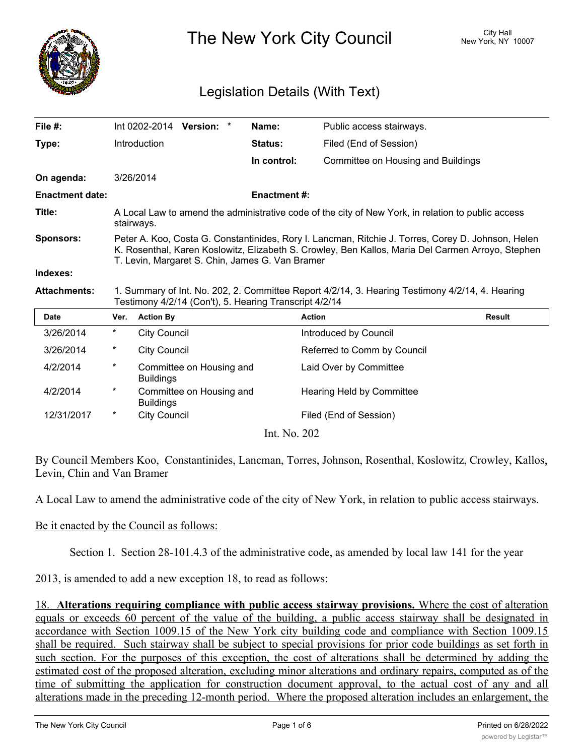# The New York City Council

City Hall
New York, NY 10007

## Legislation Details (With Text)

| | | | |
|---|---|---|---|
| **File #:** | Int 0202-2014 **Version:** * | **Name:** | Public access stairways. |
| **Type:** | Introduction | **Status:** | Filed (End of Session) |
| | | **In control:** | Committee on Housing and Buildings |
| **On agenda:** | 3/26/2014 | | |
| **Enactment date:** | | **Enactment #:** | |

**Title:** A Local Law to amend the administrative code of the city of New York, in relation to public access stairways.

**Sponsors:** Peter A. Koo, Costa G. Constantinides, Rory I. Lancman, Ritchie J. Torres, Corey D. Johnson, Helen K. Rosenthal, Karen Koslowitz, Elizabeth S. Crowley, Ben Kallos, Maria Del Carmen Arroyo, Stephen T. Levin, Margaret S. Chin, James G. Van Bramer

**Indexes:**

**Attachments:** 1. Summary of Int. No. 202, 2. Committee Report 4/2/14, 3. Hearing Testimony 4/2/14, 4. Hearing Testimony 4/2/14 (Con't), 5. Hearing Transcript 4/2/14

| Date | Ver. | Action By | Action | Result |
|---|---|---|---|---|
| 3/26/2014 | * | City Council | Introduced by Council | |
| 3/26/2014 | * | City Council | Referred to Comm by Council | |
| 4/2/2014 | * | Committee on Housing and Buildings | Laid Over by Committee | |
| 4/2/2014 | * | Committee on Housing and Buildings | Hearing Held by Committee | |
| 12/31/2017 | * | City Council | Filed (End of Session) | |

Int. No. 202

By Council Members Koo, Constantinides, Lancman, Torres, Johnson, Rosenthal, Koslowitz, Crowley, Kallos, Levin, Chin and Van Bramer

A Local Law to amend the administrative code of the city of New York, in relation to public access stairways.

Be it enacted by the Council as follows:

Section 1. Section 28-101.4.3 of the administrative code, as amended by local law 141 for the year 2013, is amended to add a new exception 18, to read as follows:

18. **Alterations requiring compliance with public access stairway provisions.** Where the cost of alteration equals or exceeds 60 percent of the value of the building, a public access stairway shall be designated in accordance with Section 1009.15 of the New York city building code and compliance with Section 1009.15 shall be required. Such stairway shall be subject to special provisions for prior code buildings as set forth in such section. For the purposes of this exception, the cost of alterations shall be determined by adding the estimated cost of the proposed alteration, excluding minor alterations and ordinary repairs, computed as of the time of submitting the application for construction document approval, to the actual cost of any and all alterations made in the preceding 12-month period. Where the proposed alteration includes an enlargement, the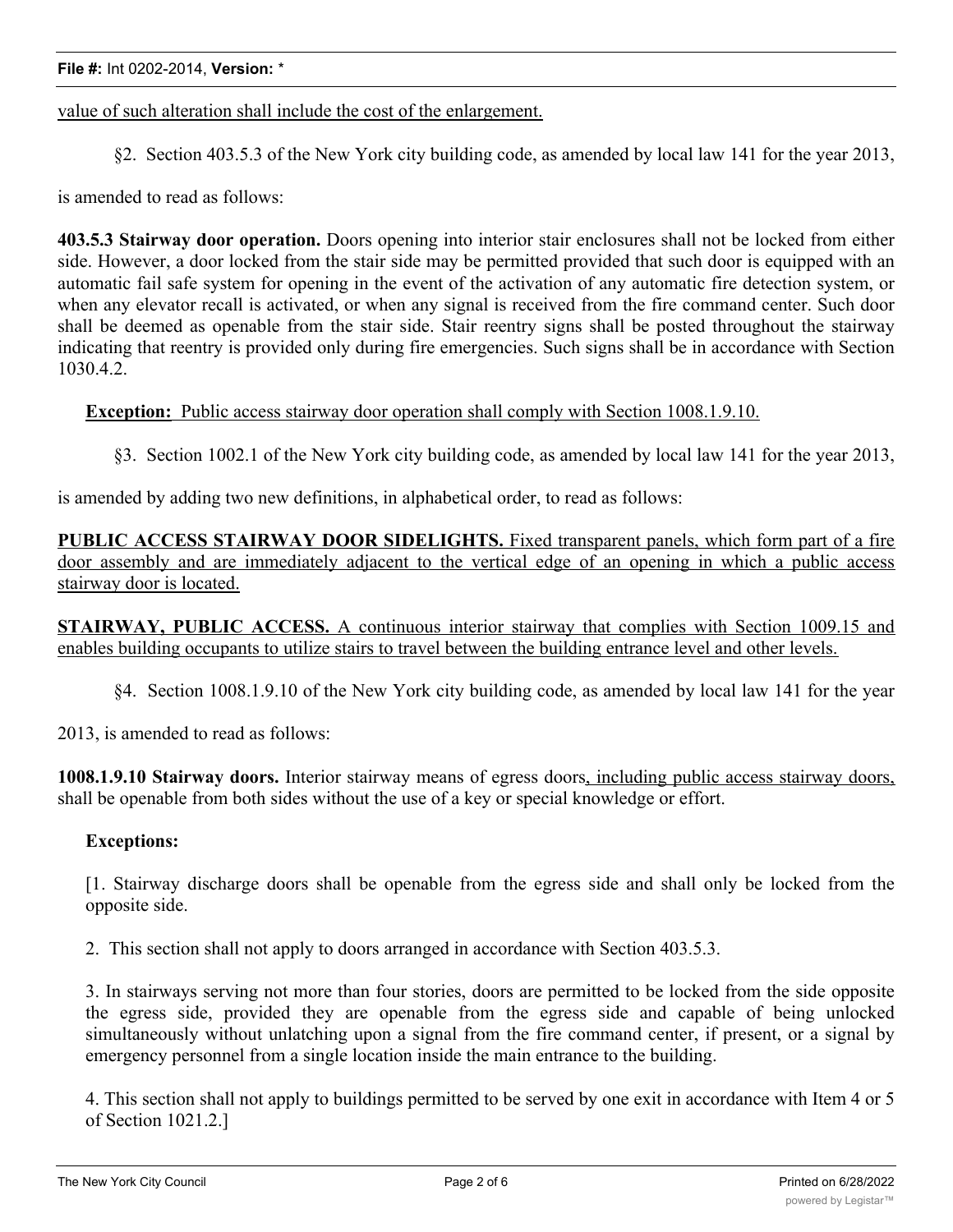value of such alteration shall include the cost of the enlargement.

§2. Section 403.5.3 of the New York city building code, as amended by local law 141 for the year 2013, is amended to read as follows:

**403.5.3 Stairway door operation.** Doors opening into interior stair enclosures shall not be locked from either side. However, a door locked from the stair side may be permitted provided that such door is equipped with an automatic fail safe system for opening in the event of the activation of any automatic fire detection system, or when any elevator recall is activated, or when any signal is received from the fire command center. Such door shall be deemed as openable from the stair side. Stair reentry signs shall be posted throughout the stairway indicating that reentry is provided only during fire emergencies. Such signs shall be in accordance with Section 1030.4.2.

**Exception:** Public access stairway door operation shall comply with Section 1008.1.9.10.

§3. Section 1002.1 of the New York city building code, as amended by local law 141 for the year 2013, is amended by adding two new definitions, in alphabetical order, to read as follows:

**PUBLIC ACCESS STAIRWAY DOOR SIDELIGHTS.** Fixed transparent panels, which form part of a fire door assembly and are immediately adjacent to the vertical edge of an opening in which a public access stairway door is located.

**STAIRWAY, PUBLIC ACCESS.** A continuous interior stairway that complies with Section 1009.15 and enables building occupants to utilize stairs to travel between the building entrance level and other levels.

§4. Section 1008.1.9.10 of the New York city building code, as amended by local law 141 for the year 2013, is amended to read as follows:

**1008.1.9.10 Stairway doors.** Interior stairway means of egress doors, including public access stairway doors, shall be openable from both sides without the use of a key or special knowledge or effort.

**Exceptions:**

[1. Stairway discharge doors shall be openable from the egress side and shall only be locked from the opposite side.

2. This section shall not apply to doors arranged in accordance with Section 403.5.3.

3. In stairways serving not more than four stories, doors are permitted to be locked from the side opposite the egress side, provided they are openable from the egress side and capable of being unlocked simultaneously without unlatching upon a signal from the fire command center, if present, or a signal by emergency personnel from a single location inside the main entrance to the building.

4. This section shall not apply to buildings permitted to be served by one exit in accordance with Item 4 or 5 of Section 1021.2.]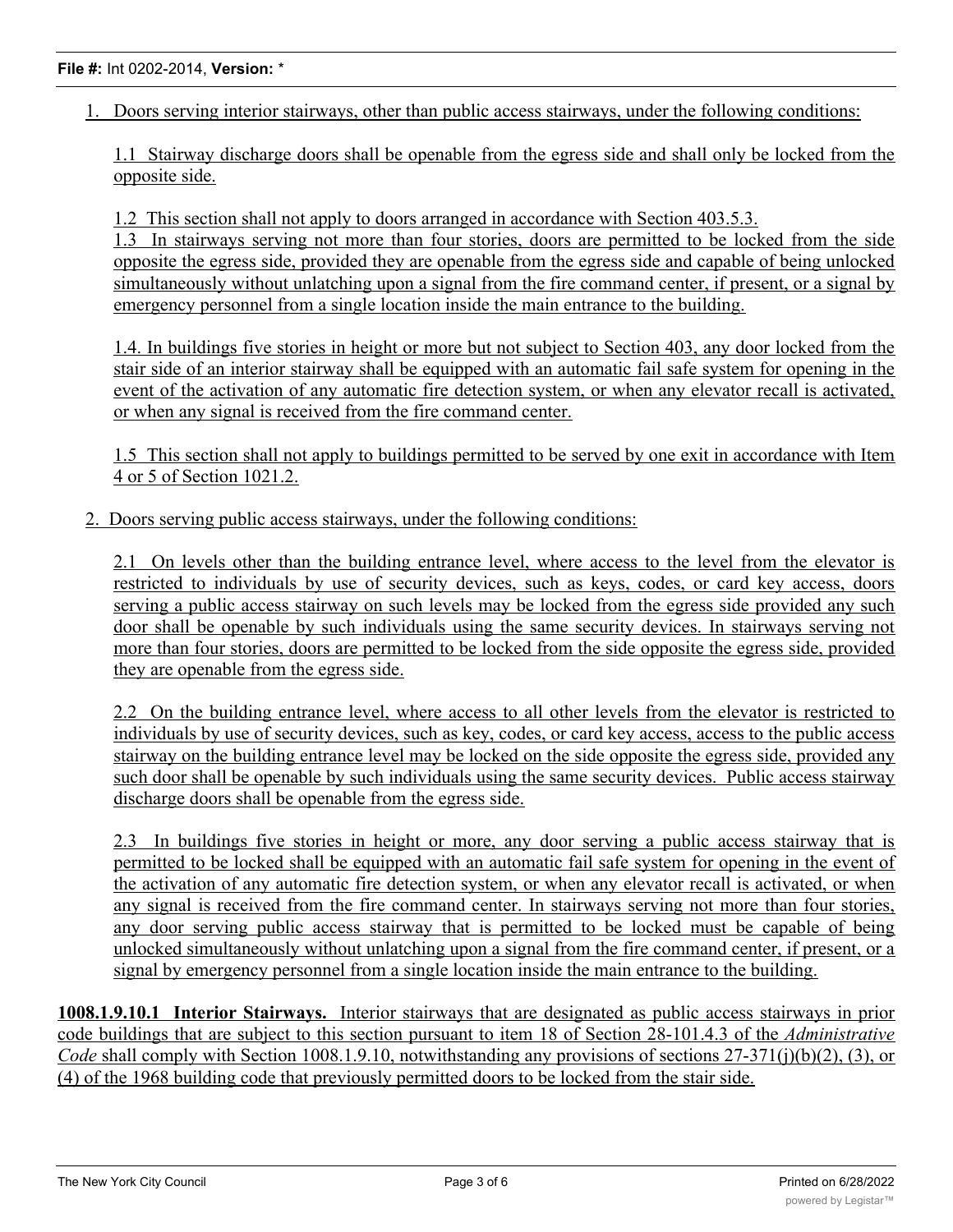1. Doors serving interior stairways, other than public access stairways, under the following conditions:

   1.1 Stairway discharge doors shall be openable from the egress side and shall only be locked from the opposite side.

   1.2 This section shall not apply to doors arranged in accordance with Section 403.5.3.

   1.3 In stairways serving not more than four stories, doors are permitted to be locked from the side opposite the egress side, provided they are openable from the egress side and capable of being unlocked simultaneously without unlatching upon a signal from the fire command center, if present, or a signal by emergency personnel from a single location inside the main entrance to the building.

   1.4. In buildings five stories in height or more but not subject to Section 403, any door locked from the stair side of an interior stairway shall be equipped with an automatic fail safe system for opening in the event of the activation of any automatic fire detection system, or when any elevator recall is activated, or when any signal is received from the fire command center.

   1.5 This section shall not apply to buildings permitted to be served by one exit in accordance with Item 4 or 5 of Section 1021.2.

2. Doors serving public access stairways, under the following conditions:

   2.1 On levels other than the building entrance level, where access to the level from the elevator is restricted to individuals by use of security devices, such as keys, codes, or card key access, doors serving a public access stairway on such levels may be locked from the egress side provided any such door shall be openable by such individuals using the same security devices. In stairways serving not more than four stories, doors are permitted to be locked from the side opposite the egress side, provided they are openable from the egress side.

   2.2 On the building entrance level, where access to all other levels from the elevator is restricted to individuals by use of security devices, such as key, codes, or card key access, access to the public access stairway on the building entrance level may be locked on the side opposite the egress side, provided any such door shall be openable by such individuals using the same security devices. Public access stairway discharge doors shall be openable from the egress side.

   2.3 In buildings five stories in height or more, any door serving a public access stairway that is permitted to be locked shall be equipped with an automatic fail safe system for opening in the event of the activation of any automatic fire detection system, or when any elevator recall is activated, or when any signal is received from the fire command center. In stairways serving not more than four stories, any door serving public access stairway that is permitted to be locked must be capable of being unlocked simultaneously without unlatching upon a signal from the fire command center, if present, or a signal by emergency personnel from a single location inside the main entrance to the building.

**1008.1.9.10.1 Interior Stairways.** Interior stairways that are designated as public access stairways in prior code buildings that are subject to this section pursuant to item 18 of Section 28-101.4.3 of the *Administrative Code* shall comply with Section 1008.1.9.10, notwithstanding any provisions of sections 27-371(j)(b)(2), (3), or (4) of the 1968 building code that previously permitted doors to be locked from the stair side.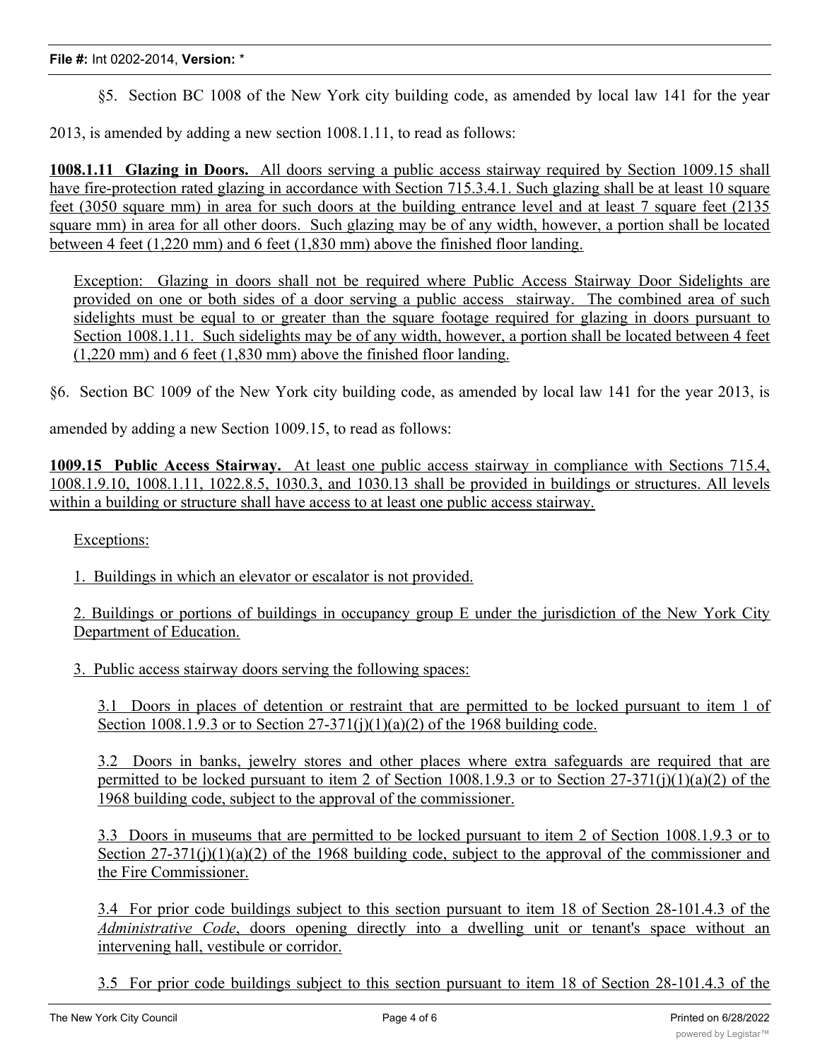§5. Section BC 1008 of the New York city building code, as amended by local law 141 for the year 2013, is amended by adding a new section 1008.1.11, to read as follows:

**1008.1.11 Glazing in Doors.** All doors serving a public access stairway required by Section 1009.15 shall have fire-protection rated glazing in accordance with Section 715.3.4.1. Such glazing shall be at least 10 square feet (3050 square mm) in area for such doors at the building entrance level and at least 7 square feet (2135 square mm) in area for all other doors. Such glazing may be of any width, however, a portion shall be located between 4 feet (1,220 mm) and 6 feet (1,830 mm) above the finished floor landing.

Exception: Glazing in doors shall not be required where Public Access Stairway Door Sidelights are provided on one or both sides of a door serving a public access stairway. The combined area of such sidelights must be equal to or greater than the square footage required for glazing in doors pursuant to Section 1008.1.11. Such sidelights may be of any width, however, a portion shall be located between 4 feet (1,220 mm) and 6 feet (1,830 mm) above the finished floor landing.

§6. Section BC 1009 of the New York city building code, as amended by local law 141 for the year 2013, is amended by adding a new Section 1009.15, to read as follows:

**1009.15 Public Access Stairway.** At least one public access stairway in compliance with Sections 715.4, 1008.1.9.10, 1008.1.11, 1022.8.5, 1030.3, and 1030.13 shall be provided in buildings or structures. All levels within a building or structure shall have access to at least one public access stairway.

Exceptions:

1. Buildings in which an elevator or escalator is not provided.

2. Buildings or portions of buildings in occupancy group E under the jurisdiction of the New York City Department of Education.

3. Public access stairway doors serving the following spaces:

3.1 Doors in places of detention or restraint that are permitted to be locked pursuant to item 1 of Section 1008.1.9.3 or to Section 27-371(j)(1)(a)(2) of the 1968 building code.

3.2 Doors in banks, jewelry stores and other places where extra safeguards are required that are permitted to be locked pursuant to item 2 of Section 1008.1.9.3 or to Section 27-371(j)(1)(a)(2) of the 1968 building code, subject to the approval of the commissioner.

3.3 Doors in museums that are permitted to be locked pursuant to item 2 of Section 1008.1.9.3 or to Section 27-371(j)(1)(a)(2) of the 1968 building code, subject to the approval of the commissioner and the Fire Commissioner.

3.4 For prior code buildings subject to this section pursuant to item 18 of Section 28-101.4.3 of the *Administrative Code*, doors opening directly into a dwelling unit or tenant's space without an intervening hall, vestibule or corridor.

3.5 For prior code buildings subject to this section pursuant to item 18 of Section 28-101.4.3 of the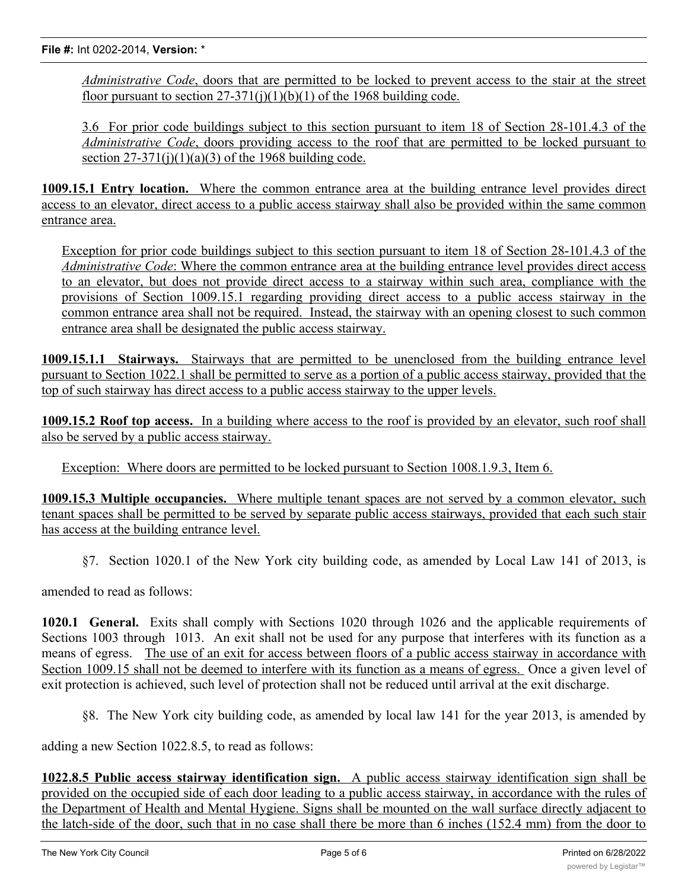*Administrative Code*, doors that are permitted to be locked to prevent access to the stair at the street floor pursuant to section 27-371(j)(1)(b)(1) of the 1968 building code.

3.6 For prior code buildings subject to this section pursuant to item 18 of Section 28-101.4.3 of the *Administrative Code*, doors providing access to the roof that are permitted to be locked pursuant to section 27-371(j)(1)(a)(3) of the 1968 building code.

**1009.15.1 Entry location.** Where the common entrance area at the building entrance level provides direct access to an elevator, direct access to a public access stairway shall also be provided within the same common entrance area.

Exception for prior code buildings subject to this section pursuant to item 18 of Section 28-101.4.3 of the *Administrative Code*: Where the common entrance area at the building entrance level provides direct access to an elevator, but does not provide direct access to a stairway within such area, compliance with the provisions of Section 1009.15.1 regarding providing direct access to a public access stairway in the common entrance area shall not be required. Instead, the stairway with an opening closest to such common entrance area shall be designated the public access stairway.

**1009.15.1.1 Stairways.** Stairways that are permitted to be unenclosed from the building entrance level pursuant to Section 1022.1 shall be permitted to serve as a portion of a public access stairway, provided that the top of such stairway has direct access to a public access stairway to the upper levels.

**1009.15.2 Roof top access.** In a building where access to the roof is provided by an elevator, such roof shall also be served by a public access stairway.

Exception: Where doors are permitted to be locked pursuant to Section 1008.1.9.3, Item 6.

**1009.15.3 Multiple occupancies.** Where multiple tenant spaces are not served by a common elevator, such tenant spaces shall be permitted to be served by separate public access stairways, provided that each such stair has access at the building entrance level.

§7. Section 1020.1 of the New York city building code, as amended by Local Law 141 of 2013, is amended to read as follows:

**1020.1 General.** Exits shall comply with Sections 1020 through 1026 and the applicable requirements of Sections 1003 through 1013. An exit shall not be used for any purpose that interferes with its function as a means of egress. The use of an exit for access between floors of a public access stairway in accordance with Section 1009.15 shall not be deemed to interfere with its function as a means of egress. Once a given level of exit protection is achieved, such level of protection shall not be reduced until arrival at the exit discharge.

§8. The New York city building code, as amended by local law 141 for the year 2013, is amended by adding a new Section 1022.8.5, to read as follows:

**1022.8.5 Public access stairway identification sign.** A public access stairway identification sign shall be provided on the occupied side of each door leading to a public access stairway, in accordance with the rules of the Department of Health and Mental Hygiene. Signs shall be mounted on the wall surface directly adjacent to the latch-side of the door, such that in no case shall there be more than 6 inches (152.4 mm) from the door to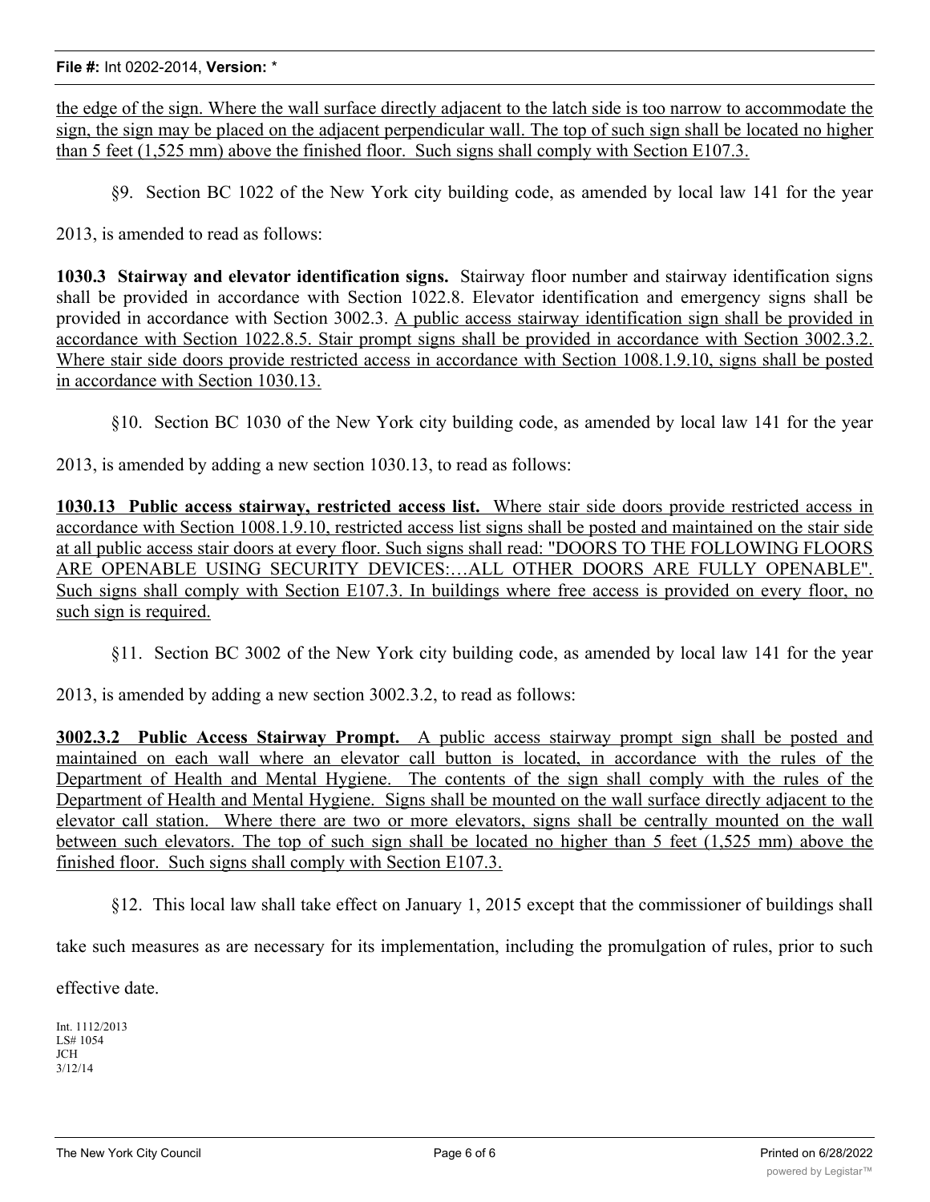the edge of the sign. Where the wall surface directly adjacent to the latch side is too narrow to accommodate the sign, the sign may be placed on the adjacent perpendicular wall. The top of such sign shall be located no higher than 5 feet (1,525 mm) above the finished floor. Such signs shall comply with Section E107.3.

§9. Section BC 1022 of the New York city building code, as amended by local law 141 for the year 2013, is amended to read as follows:

**1030.3 Stairway and elevator identification signs.** Stairway floor number and stairway identification signs shall be provided in accordance with Section 1022.8. Elevator identification and emergency signs shall be provided in accordance with Section 3002.3. A public access stairway identification sign shall be provided in accordance with Section 1022.8.5. Stair prompt signs shall be provided in accordance with Section 3002.3.2. Where stair side doors provide restricted access in accordance with Section 1008.1.9.10, signs shall be posted in accordance with Section 1030.13.

§10. Section BC 1030 of the New York city building code, as amended by local law 141 for the year 2013, is amended by adding a new section 1030.13, to read as follows:

**1030.13 Public access stairway, restricted access list.** Where stair side doors provide restricted access in accordance with Section 1008.1.9.10, restricted access list signs shall be posted and maintained on the stair side at all public access stair doors at every floor. Such signs shall read: "DOORS TO THE FOLLOWING FLOORS ARE OPENABLE USING SECURITY DEVICES:…ALL OTHER DOORS ARE FULLY OPENABLE". Such signs shall comply with Section E107.3. In buildings where free access is provided on every floor, no such sign is required.

§11. Section BC 3002 of the New York city building code, as amended by local law 141 for the year 2013, is amended by adding a new section 3002.3.2, to read as follows:

**3002.3.2 Public Access Stairway Prompt.** A public access stairway prompt sign shall be posted and maintained on each wall where an elevator call button is located, in accordance with the rules of the Department of Health and Mental Hygiene. The contents of the sign shall comply with the rules of the Department of Health and Mental Hygiene. Signs shall be mounted on the wall surface directly adjacent to the elevator call station. Where there are two or more elevators, signs shall be centrally mounted on the wall between such elevators. The top of such sign shall be located no higher than 5 feet (1,525 mm) above the finished floor. Such signs shall comply with Section E107.3.

§12. This local law shall take effect on January 1, 2015 except that the commissioner of buildings shall take such measures as are necessary for its implementation, including the promulgation of rules, prior to such effective date.

Int. 1112/2013
LS# 1054
JCH
3/12/14